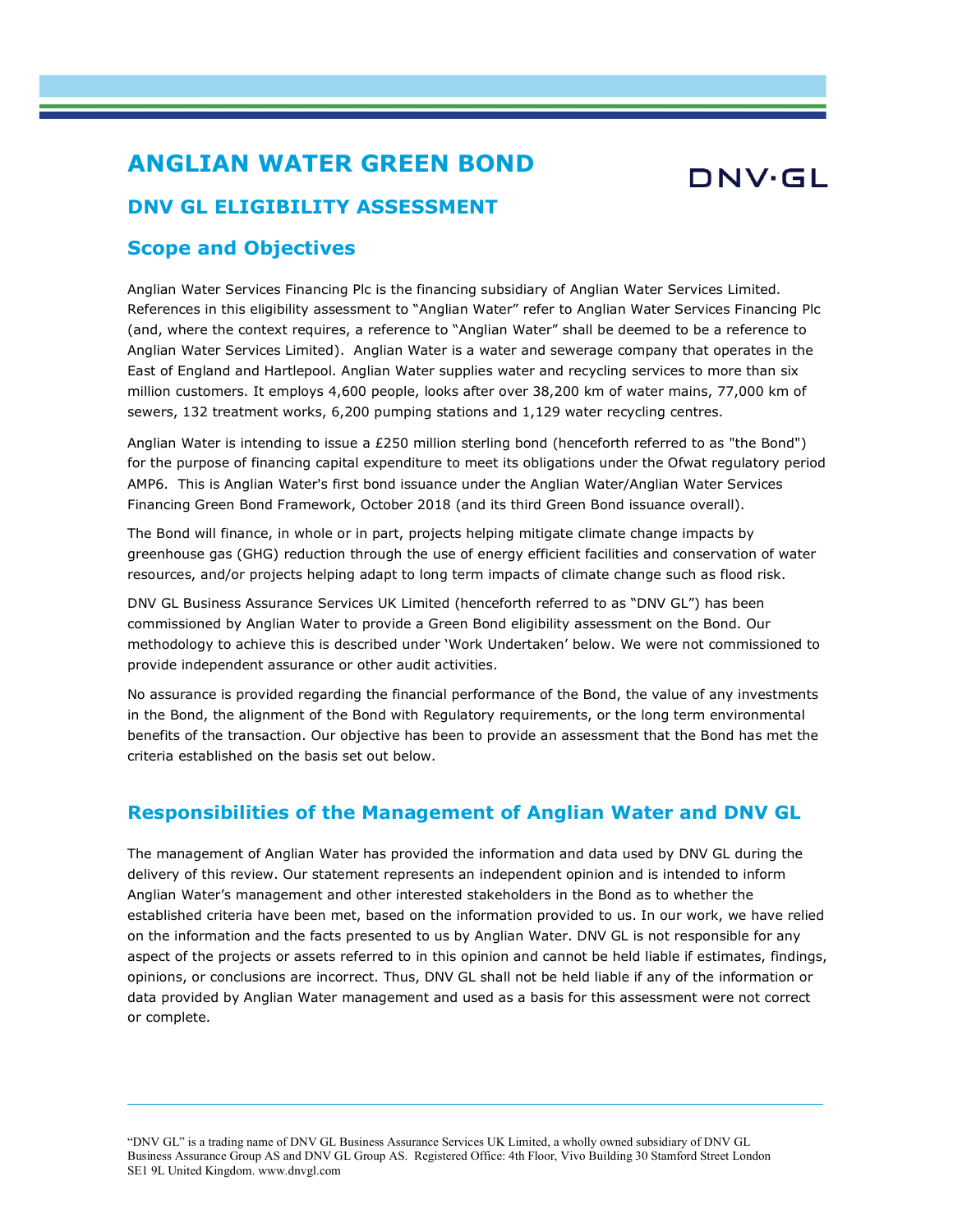# ANGLIAN WATER GREEN BOND

DNV·GL

## DNV GL ELIGIBILITY ASSESSMENT

## Scope and Objectives

Anglian Water Services Financing Plc is the financing subsidiary of Anglian Water Services Limited. References in this eligibility assessment to "Anglian Water" refer to Anglian Water Services Financing Plc (and, where the context requires, a reference to "Anglian Water" shall be deemed to be a reference to Anglian Water Services Limited). Anglian Water is a water and sewerage company that operates in the East of England and Hartlepool. Anglian Water supplies water and recycling services to more than six million customers. It employs 4,600 people, looks after over 38,200 km of water mains, 77,000 km of sewers, 132 treatment works, 6,200 pumping stations and 1,129 water recycling centres.

Anglian Water is intending to issue a £250 million sterling bond (henceforth referred to as "the Bond") for the purpose of financing capital expenditure to meet its obligations under the Ofwat regulatory period AMP6. This is Anglian Water's first bond issuance under the Anglian Water/Anglian Water Services Financing Green Bond Framework, October 2018 (and its third Green Bond issuance overall).

The Bond will finance, in whole or in part, projects helping mitigate climate change impacts by greenhouse gas (GHG) reduction through the use of energy efficient facilities and conservation of water resources, and/or projects helping adapt to long term impacts of climate change such as flood risk.

DNV GL Business Assurance Services UK Limited (henceforth referred to as "DNV GL") has been commissioned by Anglian Water to provide a Green Bond eligibility assessment on the Bond. Our methodology to achieve this is described under 'Work Undertaken' below. We were not commissioned to provide independent assurance or other audit activities.

No assurance is provided regarding the financial performance of the Bond, the value of any investments in the Bond, the alignment of the Bond with Regulatory requirements, or the long term environmental benefits of the transaction. Our objective has been to provide an assessment that the Bond has met the criteria established on the basis set out below.

## Responsibilities of the Management of Anglian Water and DNV GL

The management of Anglian Water has provided the information and data used by DNV GL during the delivery of this review. Our statement represents an independent opinion and is intended to inform Anglian Water's management and other interested stakeholders in the Bond as to whether the established criteria have been met, based on the information provided to us. In our work, we have relied on the information and the facts presented to us by Anglian Water. DNV GL is not responsible for any aspect of the projects or assets referred to in this opinion and cannot be held liable if estimates, findings, opinions, or conclusions are incorrect. Thus, DNV GL shall not be held liable if any of the information or data provided by Anglian Water management and used as a basis for this assessment were not correct or complete.

"DNV GL" is a trading name of DNV GL Business Assurance Services UK Limited, a wholly owned subsidiary of DNV GL Business Assurance Group AS and DNV GL Group AS. Registered Office: 4th Floor, Vivo Building 30 Stamford Street London SE1 9L United Kingdom. www.dnvgl.com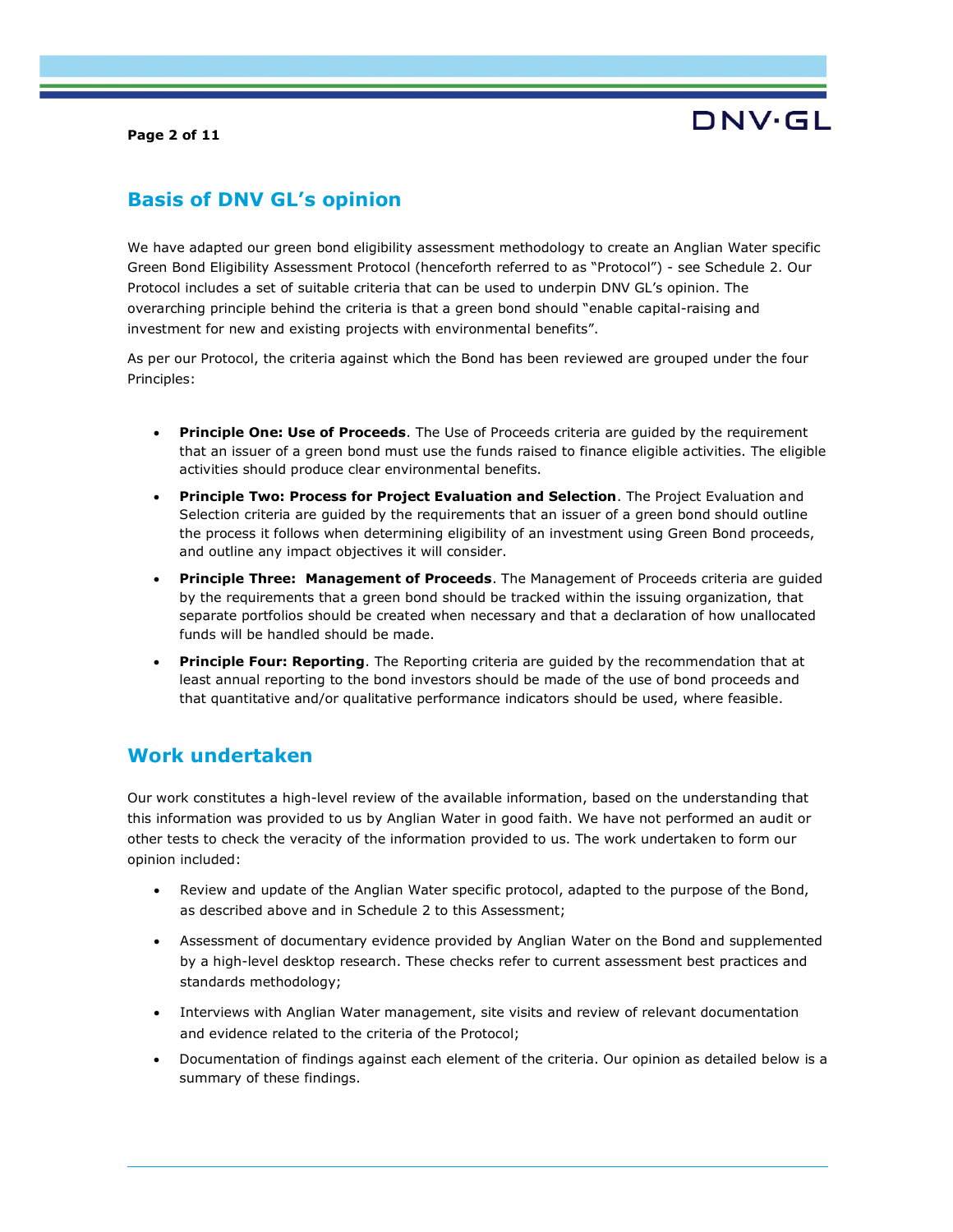## Basis of DNV GL's opinion

We have adapted our green bond eligibility assessment methodology to create an Anglian Water specific Green Bond Eligibility Assessment Protocol (henceforth referred to as "Protocol") - see Schedule 2. Our Protocol includes a set of suitable criteria that can be used to underpin DNV GL's opinion. The overarching principle behind the criteria is that a green bond should "enable capital-raising and investment for new and existing projects with environmental benefits".

As per our Protocol, the criteria against which the Bond has been reviewed are grouped under the four Principles:

- **Principle One: Use of Proceeds**. The Use of Proceeds criteria are guided by the requirement that an issuer of a green bond must use the funds raised to finance eligible activities. The eligible activities should produce clear environmental benefits.
- **Principle Two: Process for Project Evaluation and Selection**. The Project Evaluation and Selection criteria are guided by the requirements that an issuer of a green bond should outline the process it follows when determining eligibility of an investment using Green Bond proceeds, and outline any impact objectives it will consider.
- **Principle Three: Management of Proceeds**. The Management of Proceeds criteria are guided by the requirements that a green bond should be tracked within the issuing organization, that separate portfolios should be created when necessary and that a declaration of how unallocated funds will be handled should be made.
- **Principle Four: Reporting**. The Reporting criteria are guided by the recommendation that at least annual reporting to the bond investors should be made of the use of bond proceeds and that quantitative and/or qualitative performance indicators should be used, where feasible.

## Work undertaken

Our work constitutes a high-level review of the available information, based on the understanding that this information was provided to us by Anglian Water in good faith. We have not performed an audit or other tests to check the veracity of the information provided to us. The work undertaken to form our opinion included:

- Review and update of the Anglian Water specific protocol, adapted to the purpose of the Bond, as described above and in Schedule 2 to this Assessment;
- Assessment of documentary evidence provided by Anglian Water on the Bond and supplemented by a high-level desktop research. These checks refer to current assessment best practices and standards methodology;
- Interviews with Anglian Water management, site visits and review of relevant documentation and evidence related to the criteria of the Protocol;
- Documentation of findings against each element of the criteria. Our opinion as detailed below is a summary of these findings.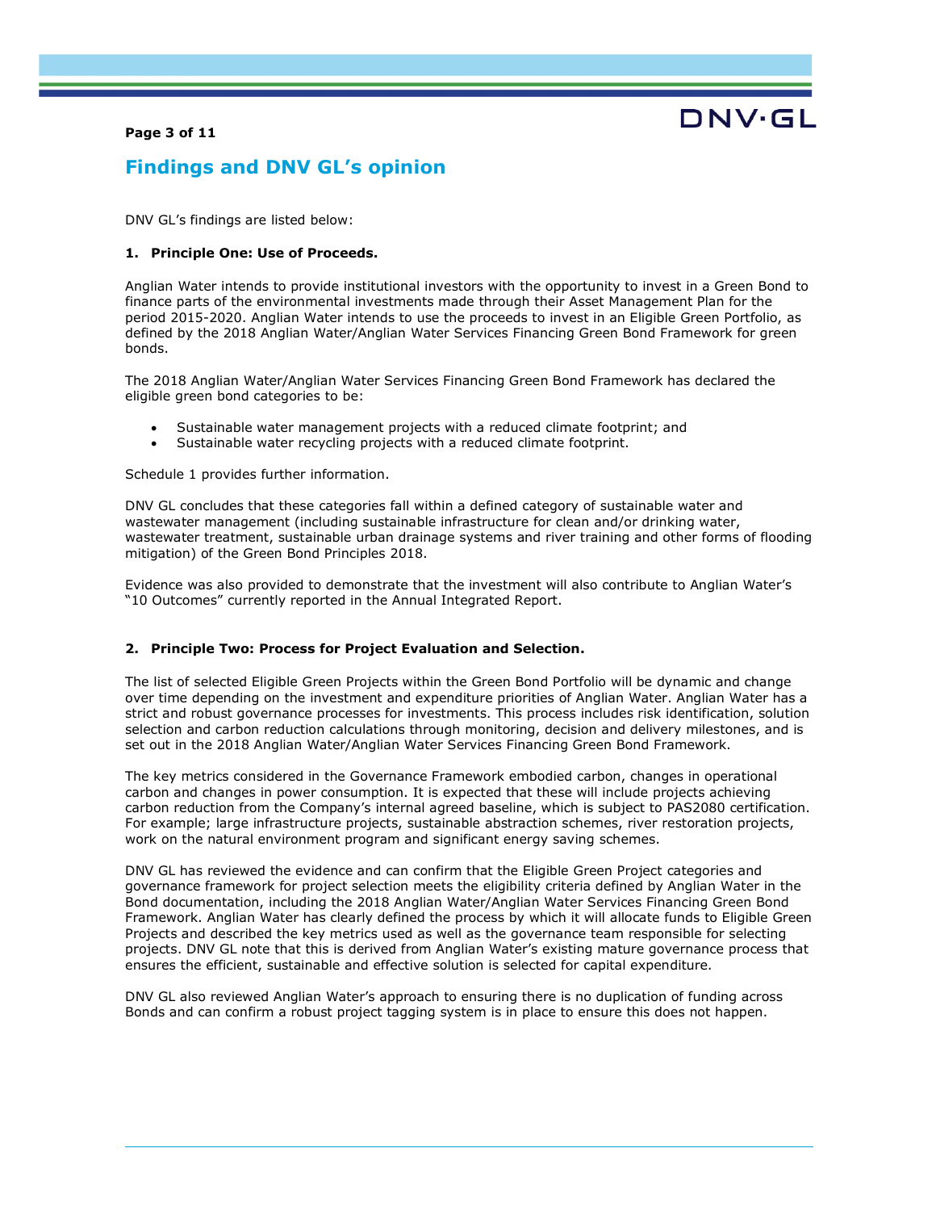## Findings and DNV GL's opinion

DNV GL's findings are listed below:

**1. Principle One: Use of Proceeds.**

Anglian Water intends to provide institutional investors with the opportunity to invest in a Green Bond to finance parts of the environmental investments made through their Asset Management Plan for the period 2015-2020. Anglian Water intends to use the proceeds to invest in an Eligible Green Portfolio, as defined by the 2018 Anglian Water/Anglian Water Services Financing Green Bond Framework for green bonds.

The 2018 Anglian Water/Anglian Water Services Financing Green Bond Framework has declared the eligible green bond categories to be:

- Sustainable water management projects with a reduced climate footprint; and
- Sustainable water recycling projects with a reduced climate footprint.

Schedule 1 provides further information.

DNV GL concludes that these categories fall within a defined category of sustainable water and wastewater management (including sustainable infrastructure for clean and/or drinking water, wastewater treatment, sustainable urban drainage systems and river training and other forms of flooding mitigation) of the Green Bond Principles 2018.

Evidence was also provided to demonstrate that the investment will also contribute to Anglian Water's "10 Outcomes" currently reported in the Annual Integrated Report.

**2. Principle Two: Process for Project Evaluation and Selection.**

The list of selected Eligible Green Projects within the Green Bond Portfolio will be dynamic and change over time depending on the investment and expenditure priorities of Anglian Water. Anglian Water has a strict and robust governance processes for investments. This process includes risk identification, solution selection and carbon reduction calculations through monitoring, decision and delivery milestones, and is set out in the 2018 Anglian Water/Anglian Water Services Financing Green Bond Framework.

The key metrics considered in the Governance Framework embodied carbon, changes in operational carbon and changes in power consumption. It is expected that these will include projects achieving carbon reduction from the Company's internal agreed baseline, which is subject to PAS2080 certification. For example; large infrastructure projects, sustainable abstraction schemes, river restoration projects, work on the natural environment program and significant energy saving schemes.

DNV GL has reviewed the evidence and can confirm that the Eligible Green Project categories and governance framework for project selection meets the eligibility criteria defined by Anglian Water in the Bond documentation, including the 2018 Anglian Water/Anglian Water Services Financing Green Bond Framework. Anglian Water has clearly defined the process by which it will allocate funds to Eligible Green Projects and described the key metrics used as well as the governance team responsible for selecting projects. DNV GL note that this is derived from Anglian Water's existing mature governance process that ensures the efficient, sustainable and effective solution is selected for capital expenditure.

DNV GL also reviewed Anglian Water's approach to ensuring there is no duplication of funding across Bonds and can confirm a robust project tagging system is in place to ensure this does not happen.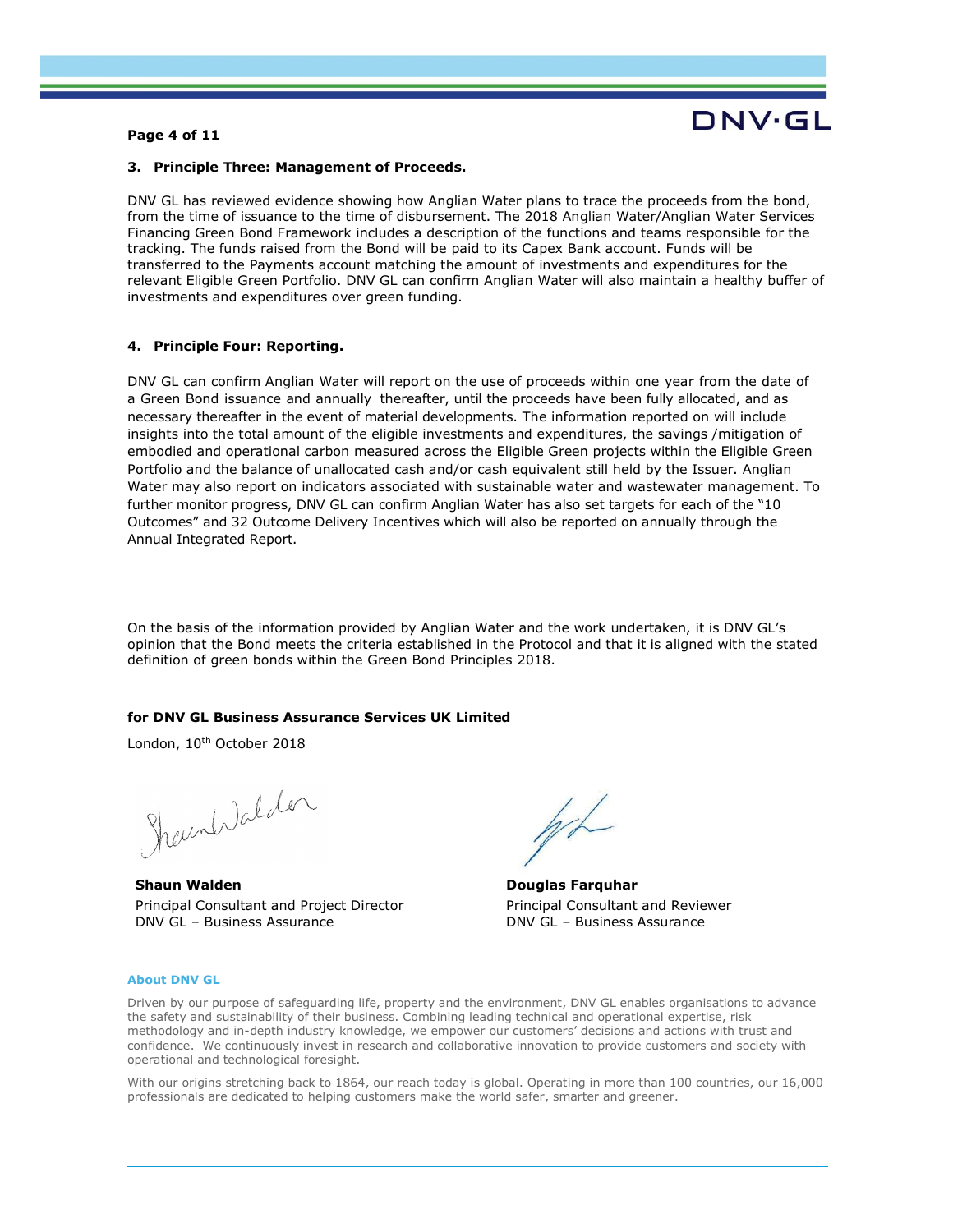### 3. Principle Three: Management of Proceeds.

DNV GL has reviewed evidence showing how Anglian Water plans to trace the proceeds from the bond, from the time of issuance to the time of disbursement. The 2018 Anglian Water/Anglian Water Services Financing Green Bond Framework includes a description of the functions and teams responsible for the tracking. The funds raised from the Bond will be paid to its Capex Bank account. Funds will be transferred to the Payments account matching the amount of investments and expenditures for the relevant Eligible Green Portfolio. DNV GL can confirm Anglian Water will also maintain a healthy buffer of investments and expenditures over green funding.

### 4. Principle Four: Reporting.

DNV GL can confirm Anglian Water will report on the use of proceeds within one year from the date of a Green Bond issuance and annually thereafter, until the proceeds have been fully allocated, and as necessary thereafter in the event of material developments. The information reported on will include insights into the total amount of the eligible investments and expenditures, the savings /mitigation of embodied and operational carbon measured across the Eligible Green projects within the Eligible Green Portfolio and the balance of unallocated cash and/or cash equivalent still held by the Issuer. Anglian Water may also report on indicators associated with sustainable water and wastewater management. To further monitor progress, DNV GL can confirm Anglian Water has also set targets for each of the "10 Outcomes" and 32 Outcome Delivery Incentives which will also be reported on annually through the Annual Integrated Report.

On the basis of the information provided by Anglian Water and the work undertaken, it is DNV GL's opinion that the Bond meets the criteria established in the Protocol and that it is aligned with the stated definition of green bonds within the Green Bond Principles 2018.

**for DNV GL Business Assurance Services UK Limited**

London, 10th October 2018

**Shaun Walden**
Principal Consultant and Project Director
DNV GL – Business Assurance

**Douglas Farquhar**
Principal Consultant and Reviewer
DNV GL – Business Assurance

**About DNV GL**

Driven by our purpose of safeguarding life, property and the environment, DNV GL enables organisations to advance the safety and sustainability of their business. Combining leading technical and operational expertise, risk methodology and in-depth industry knowledge, we empower our customers' decisions and actions with trust and confidence. We continuously invest in research and collaborative innovation to provide customers and society with operational and technological foresight.

With our origins stretching back to 1864, our reach today is global. Operating in more than 100 countries, our 16,000 professionals are dedicated to helping customers make the world safer, smarter and greener.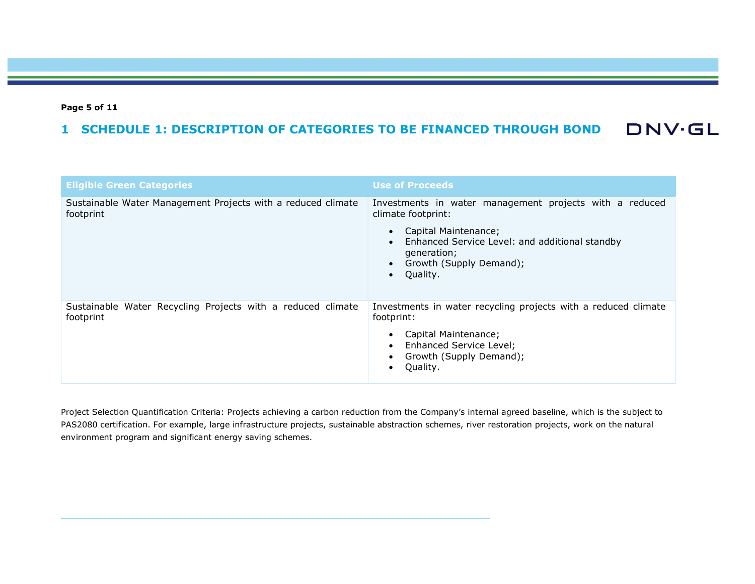# 1 SCHEDULE 1: DESCRIPTION OF CATEGORIES TO BE FINANCED THROUGH BOND

| Eligible Green Categories | Use of Proceeds |
|---|---|
| Sustainable Water Management Projects with a reduced climate footprint | Investments in water management projects with a reduced climate footprint:<br>• Capital Maintenance;<br>• Enhanced Service Level: and additional standby generation;<br>• Growth (Supply Demand);<br>• Quality. |
| Sustainable Water Recycling Projects with a reduced climate footprint | Investments in water recycling projects with a reduced climate footprint:<br>• Capital Maintenance;<br>• Enhanced Service Level;<br>• Growth (Supply Demand);<br>• Quality. |

Project Selection Quantification Criteria: Projects achieving a carbon reduction from the Company's internal agreed baseline, which is the subject to PAS2080 certification. For example, large infrastructure projects, sustainable abstraction schemes, river restoration projects, work on the natural environment program and significant energy saving schemes.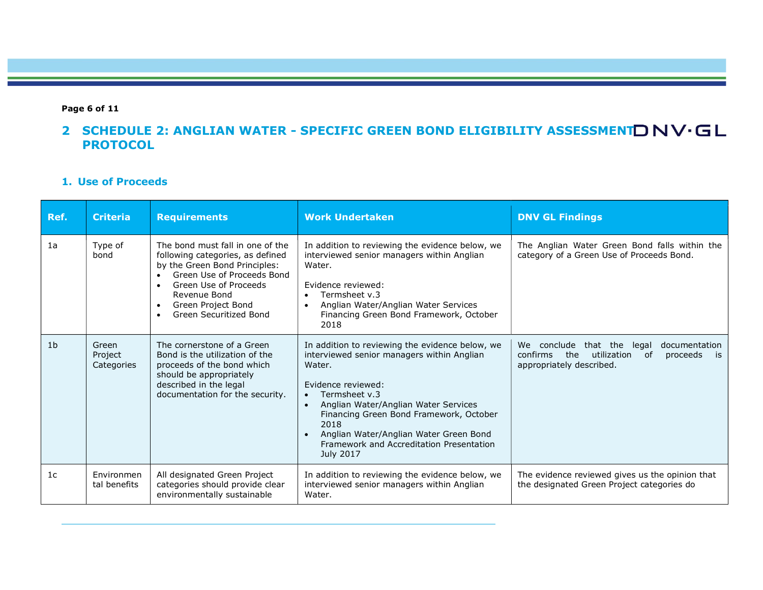## 2 SCHEDULE 2: ANGLIAN WATER - SPECIFIC GREEN BOND ELIGIBILITY ASSESSMENT PROTOCOL

### 1. Use of Proceeds

| Ref. | Criteria | Requirements | Work Undertaken | DNV GL Findings |
|---|---|---|---|---|
| 1a | Type of bond | The bond must fall in one of the following categories, as defined by the Green Bond Principles:<br>• Green Use of Proceeds Bond<br>• Green Use of Proceeds Revenue Bond<br>• Green Project Bond<br>• Green Securitized Bond | In addition to reviewing the evidence below, we interviewed senior managers within Anglian Water.<br><br>Evidence reviewed:<br>• Termsheet v.3<br>• Anglian Water/Anglian Water Services Financing Green Bond Framework, October 2018 | The Anglian Water Green Bond falls within the category of a Green Use of Proceeds Bond. |
| 1b | Green Project Categories | The cornerstone of a Green Bond is the utilization of the proceeds of the bond which should be appropriately described in the legal documentation for the security. | In addition to reviewing the evidence below, we interviewed senior managers within Anglian Water.<br><br>Evidence reviewed:<br>• Termsheet v.3<br>• Anglian Water/Anglian Water Services Financing Green Bond Framework, October 2018<br>• Anglian Water/Anglian Water Green Bond Framework and Accreditation Presentation July 2017 | We conclude that the legal documentation confirms the utilization of proceeds is appropriately described. |
| 1c | Environmental benefits | All designated Green Project categories should provide clear environmentally sustainable | In addition to reviewing the evidence below, we interviewed senior managers within Anglian Water. | The evidence reviewed gives us the opinion that the designated Green Project categories do |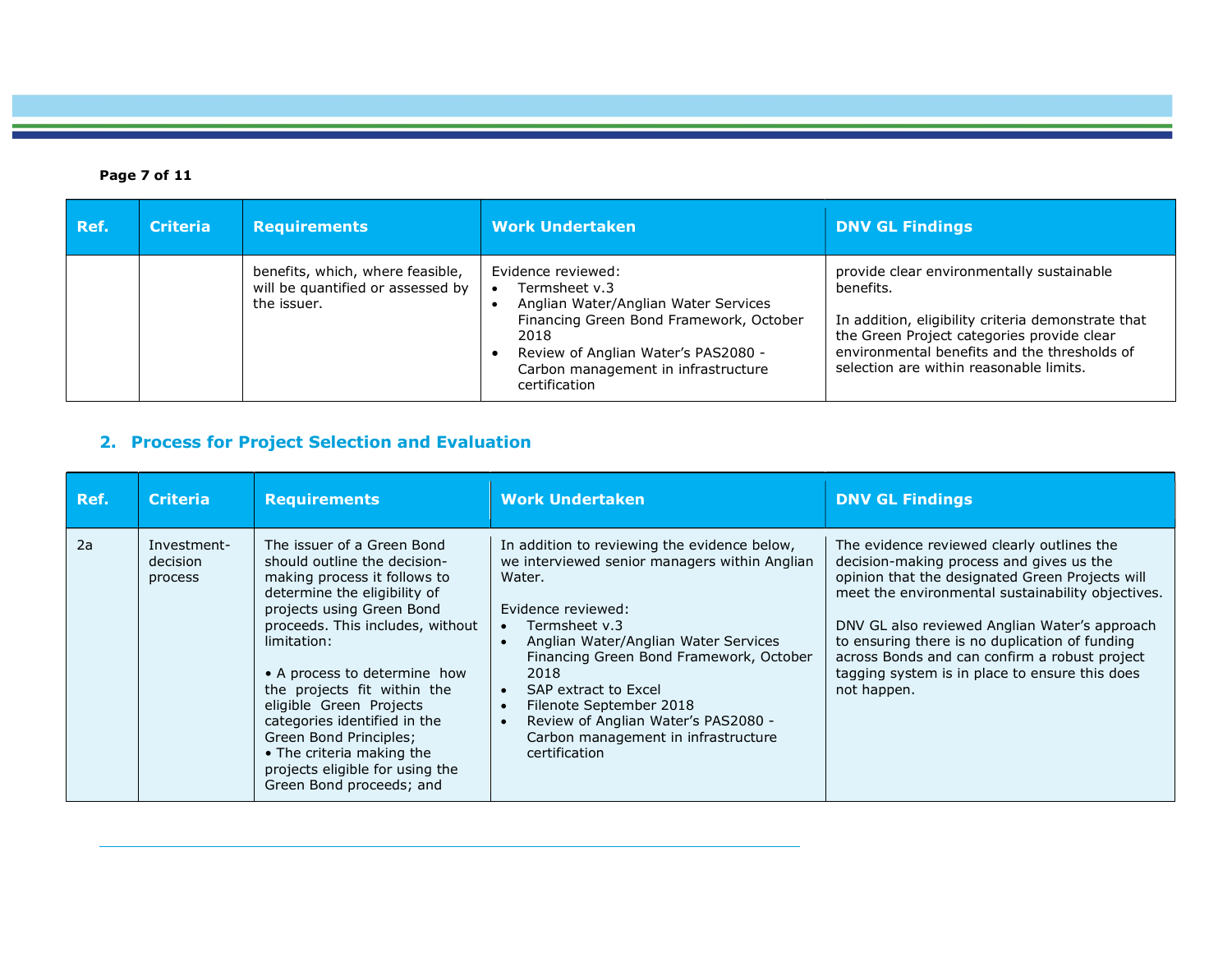| Ref. | Criteria | Requirements | Work Undertaken | DNV GL Findings |
|---|---|---|---|---|
| | | benefits, which, where feasible, will be quantified or assessed by the issuer. | Evidence reviewed:<br>• Termsheet v.3<br>• Anglian Water/Anglian Water Services Financing Green Bond Framework, October 2018<br>• Review of Anglian Water's PAS2080 - Carbon management in infrastructure certification | provide clear environmentally sustainable benefits.<br><br>In addition, eligibility criteria demonstrate that the Green Project categories provide clear environmental benefits and the thresholds of selection are within reasonable limits. |

## 2. Process for Project Selection and Evaluation

| Ref. | Criteria | Requirements | Work Undertaken | DNV GL Findings |
|---|---|---|---|---|
| 2a | Investment-decision process | The issuer of a Green Bond should outline the decision-making process it follows to determine the eligibility of projects using Green Bond proceeds. This includes, without limitation:<br><br>• A process to determine how the projects fit within the eligible Green Projects categories identified in the Green Bond Principles;<br>• The criteria making the projects eligible for using the Green Bond proceeds; and | In addition to reviewing the evidence below, we interviewed senior managers within Anglian Water.<br><br>Evidence reviewed:<br>• Termsheet v.3<br>• Anglian Water/Anglian Water Services Financing Green Bond Framework, October 2018<br>• SAP extract to Excel<br>• Filenote September 2018<br>• Review of Anglian Water's PAS2080 - Carbon management in infrastructure certification | The evidence reviewed clearly outlines the decision-making process and gives us the opinion that the designated Green Projects will meet the environmental sustainability objectives.<br><br>DNV GL also reviewed Anglian Water's approach to ensuring there is no duplication of funding across Bonds and can confirm a robust project tagging system is in place to ensure this does not happen. |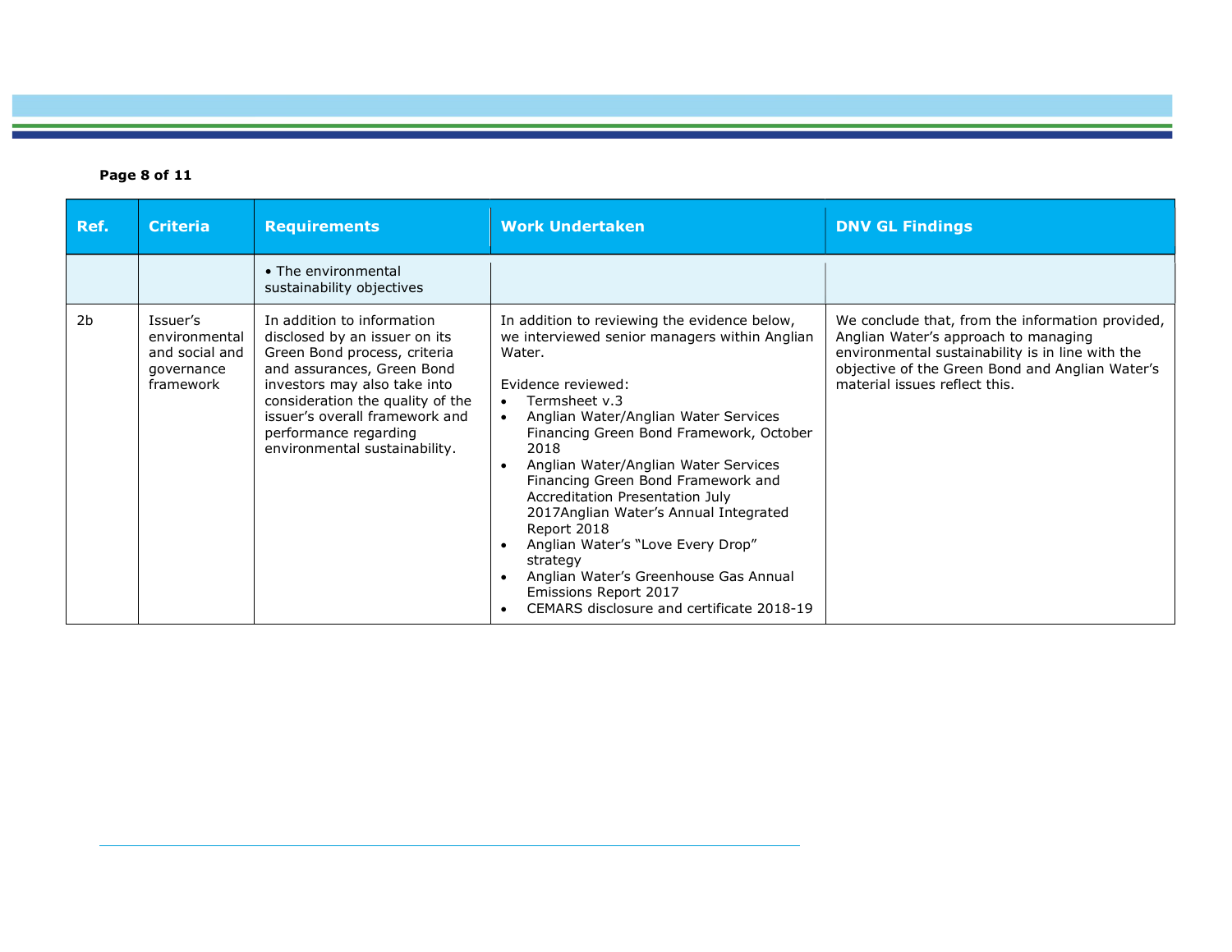| Ref. | Criteria | Requirements | Work Undertaken | DNV GL Findings |
| --- | --- | --- | --- | --- |
| | | • The environmental sustainability objectives | | |
| 2b | Issuer's environmental and social and governance framework | In addition to information disclosed by an issuer on its Green Bond process, criteria and assurances, Green Bond investors may also take into consideration the quality of the issuer's overall framework and performance regarding environmental sustainability. | In addition to reviewing the evidence below, we interviewed senior managers within Anglian Water.<br><br>Evidence reviewed:<br>• Termsheet v.3<br>• Anglian Water/Anglian Water Services Financing Green Bond Framework, October 2018<br>• Anglian Water/Anglian Water Services Financing Green Bond Framework and Accreditation Presentation July 2017Anglian Water's Annual Integrated Report 2018<br>• Anglian Water's "Love Every Drop" strategy<br>• Anglian Water's Greenhouse Gas Annual Emissions Report 2017<br>• CEMARS disclosure and certificate 2018-19 | We conclude that, from the information provided, Anglian Water's approach to managing environmental sustainability is in line with the objective of the Green Bond and Anglian Water's material issues reflect this. |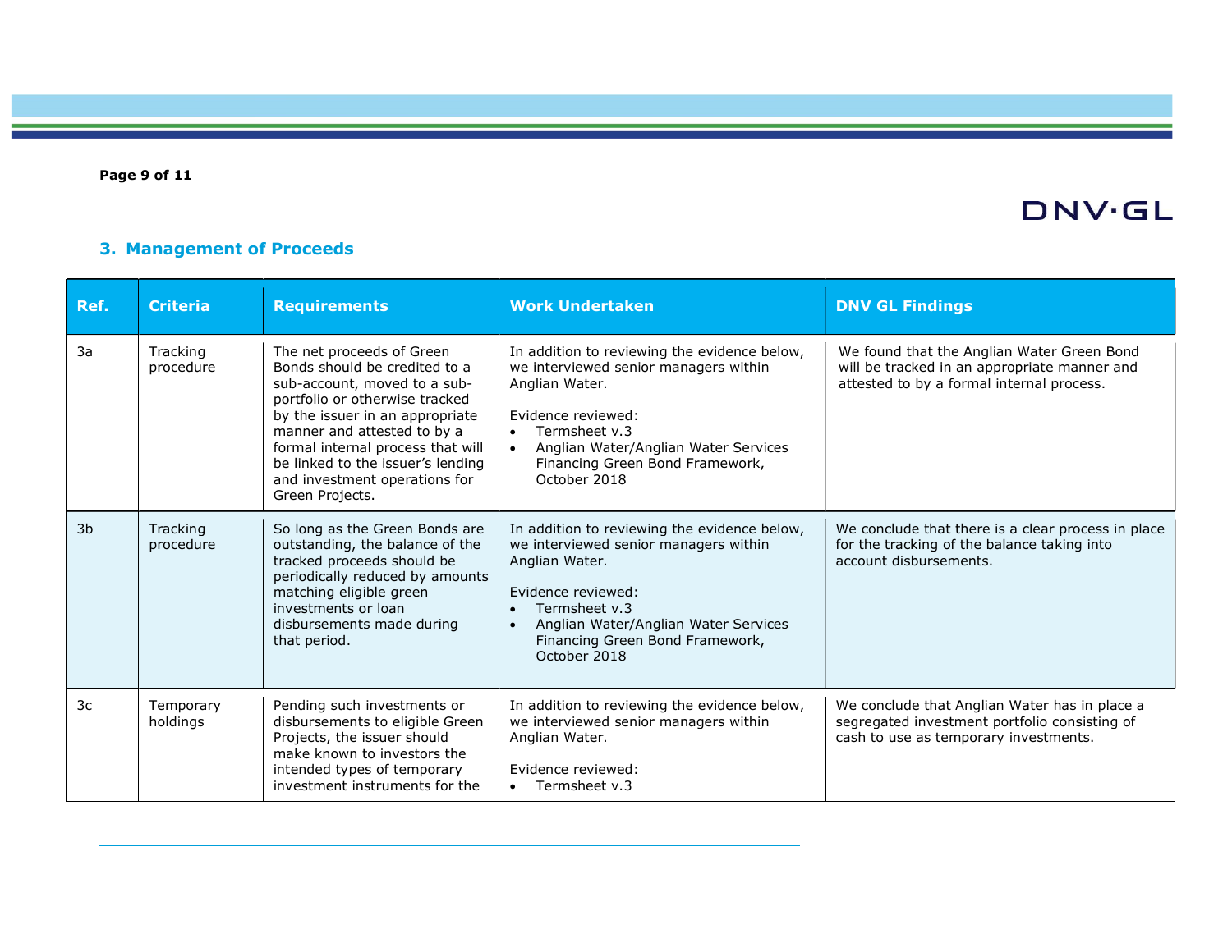## 3. Management of Proceeds

| Ref. | Criteria | Requirements | Work Undertaken | DNV GL Findings |
|---|---|---|---|---|
| 3a | Tracking procedure | The net proceeds of Green Bonds should be credited to a sub-account, moved to a sub-portfolio or otherwise tracked by the issuer in an appropriate manner and attested to by a formal internal process that will be linked to the issuer's lending and investment operations for Green Projects. | In addition to reviewing the evidence below, we interviewed senior managers within Anglian Water.<br><br>Evidence reviewed:<br>• Termsheet v.3<br>• Anglian Water/Anglian Water Services Financing Green Bond Framework, October 2018 | We found that the Anglian Water Green Bond will be tracked in an appropriate manner and attested to by a formal internal process. |
| 3b | Tracking procedure | So long as the Green Bonds are outstanding, the balance of the tracked proceeds should be periodically reduced by amounts matching eligible green investments or loan disbursements made during that period. | In addition to reviewing the evidence below, we interviewed senior managers within Anglian Water.<br><br>Evidence reviewed:<br>• Termsheet v.3<br>• Anglian Water/Anglian Water Services Financing Green Bond Framework, October 2018 | We conclude that there is a clear process in place for the tracking of the balance taking into account disbursements. |
| 3c | Temporary holdings | Pending such investments or disbursements to eligible Green Projects, the issuer should make known to investors the intended types of temporary investment instruments for the | In addition to reviewing the evidence below, we interviewed senior managers within Anglian Water.<br><br>Evidence reviewed:<br>• Termsheet v.3 | We conclude that Anglian Water has in place a segregated investment portfolio consisting of cash to use as temporary investments. |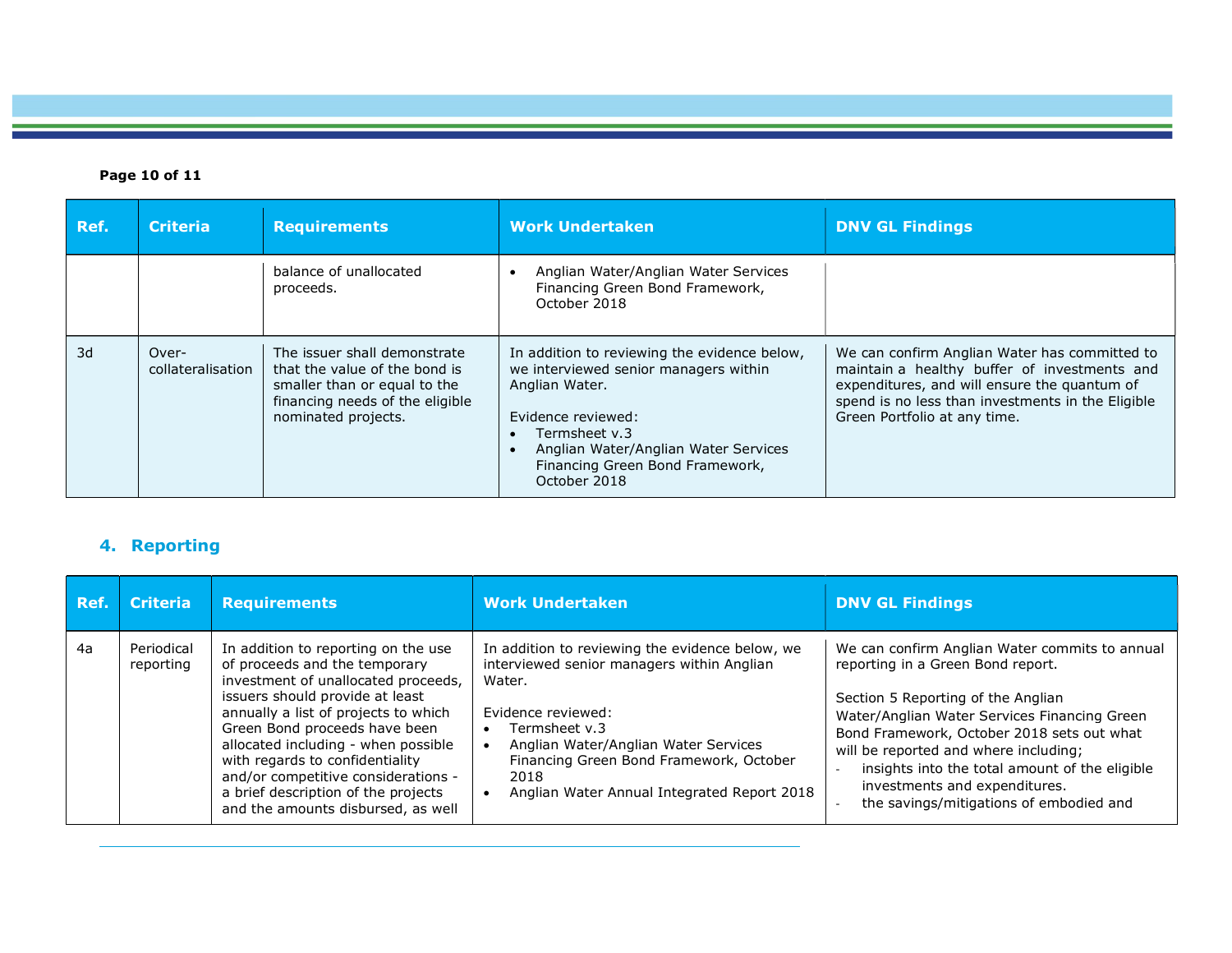| Ref. | Criteria | Requirements | Work Undertaken | DNV GL Findings |
|---|---|---|---|---|
| | | balance of unallocated proceeds. | • Anglian Water/Anglian Water Services Financing Green Bond Framework, October 2018 | |
| 3d | Over-collateralisation | The issuer shall demonstrate that the value of the bond is smaller than or equal to the financing needs of the eligible nominated projects. | In addition to reviewing the evidence below, we interviewed senior managers within Anglian Water.<br><br>Evidence reviewed:<br>• Termsheet v.3<br>• Anglian Water/Anglian Water Services Financing Green Bond Framework, October 2018 | We can confirm Anglian Water has committed to maintain a healthy buffer of investments and expenditures, and will ensure the quantum of spend is no less than investments in the Eligible Green Portfolio at any time. |

## 4. Reporting

| Ref. | Criteria | Requirements | Work Undertaken | DNV GL Findings |
|---|---|---|---|---|
| 4a | Periodical reporting | In addition to reporting on the use of proceeds and the temporary investment of unallocated proceeds, issuers should provide at least annually a list of projects to which Green Bond proceeds have been allocated including - when possible with regards to confidentiality and/or competitive considerations - a brief description of the projects and the amounts disbursed, as well | In addition to reviewing the evidence below, we interviewed senior managers within Anglian Water.<br><br>Evidence reviewed:<br>• Termsheet v.3<br>• Anglian Water/Anglian Water Services Financing Green Bond Framework, October 2018<br>• Anglian Water Annual Integrated Report 2018 | We can confirm Anglian Water commits to annual reporting in a Green Bond report.<br><br>Section 5 Reporting of the Anglian Water/Anglian Water Services Financing Green Bond Framework, October 2018 sets out what will be reported and where including;<br>- insights into the total amount of the eligible investments and expenditures.<br>- the savings/mitigations of embodied and |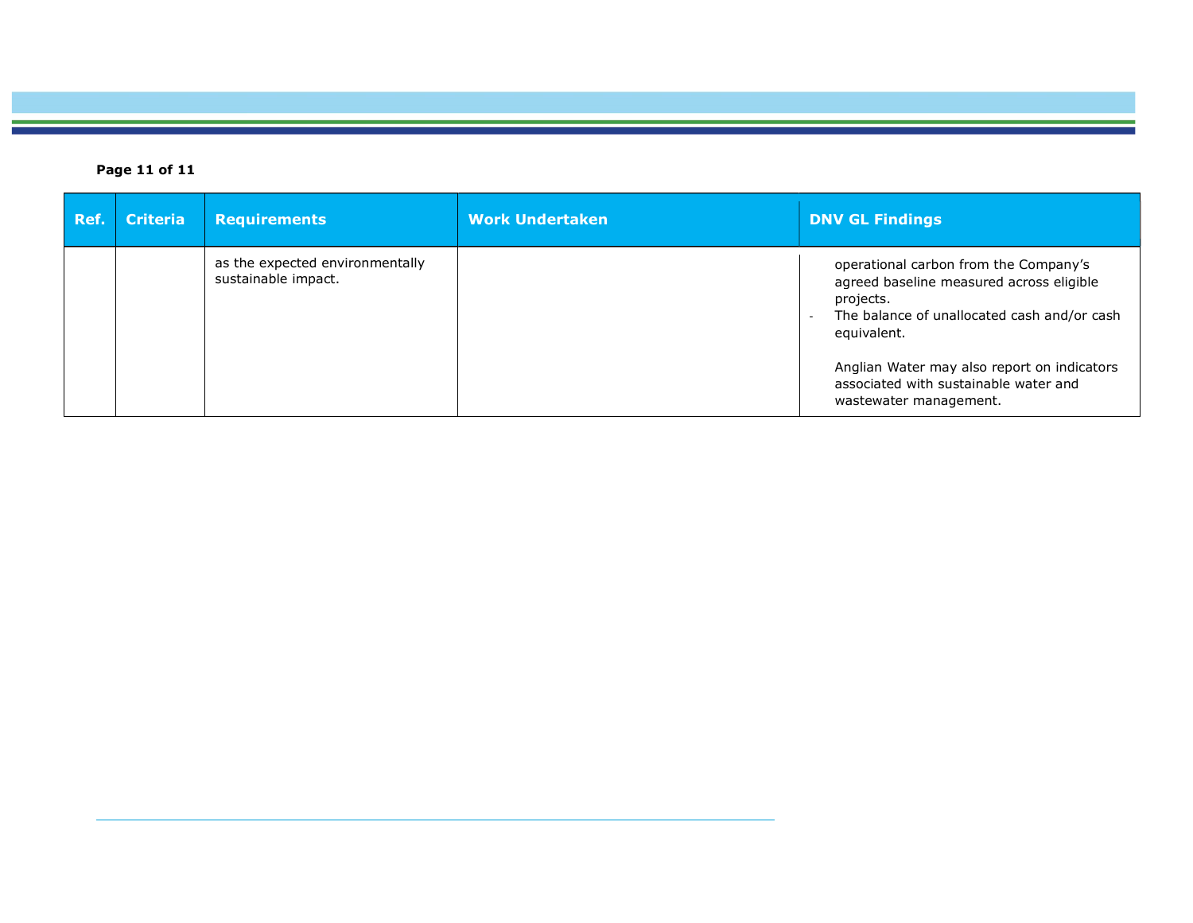| Ref. | Criteria | Requirements | Work Undertaken | DNV GL Findings |
|---|---|---|---|---|
| | | as the expected environmentally sustainable impact. | | operational carbon from the Company's agreed baseline measured across eligible projects.<br>- The balance of unallocated cash and/or cash equivalent.<br><br>Anglian Water may also report on indicators associated with sustainable water and wastewater management. |